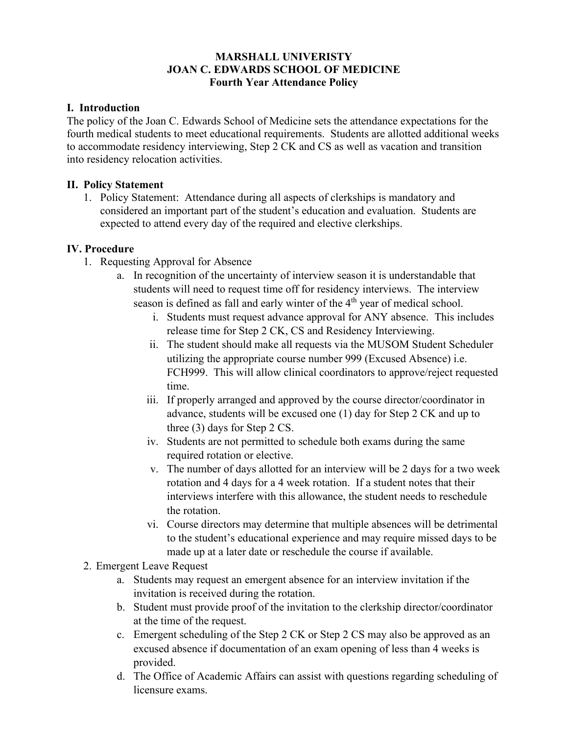**MARSHALL UNIVERISTY**
**JOAN C. EDWARDS SCHOOL OF MEDICINE**
**Fourth Year Attendance Policy**

## I. Introduction

The policy of the Joan C. Edwards School of Medicine sets the attendance expectations for the fourth medical students to meet educational requirements. Students are allotted additional weeks to accommodate residency interviewing, Step 2 CK and CS as well as vacation and transition into residency relocation activities.

## II. Policy Statement

1. Policy Statement: Attendance during all aspects of clerkships is mandatory and considered an important part of the student's education and evaluation. Students are expected to attend every day of the required and elective clerkships.

## IV. Procedure

1. Requesting Approval for Absence
   a. In recognition of the uncertainty of interview season it is understandable that students will need to request time off for residency interviews. The interview season is defined as fall and early winter of the 4th year of medical school.
      i. Students must request advance approval for ANY absence. This includes release time for Step 2 CK, CS and Residency Interviewing.
      ii. The student should make all requests via the MUSOM Student Scheduler utilizing the appropriate course number 999 (Excused Absence) i.e. FCH999. This will allow clinical coordinators to approve/reject requested time.
      iii. If properly arranged and approved by the course director/coordinator in advance, students will be excused one (1) day for Step 2 CK and up to three (3) days for Step 2 CS.
      iv. Students are not permitted to schedule both exams during the same required rotation or elective.
      v. The number of days allotted for an interview will be 2 days for a two week rotation and 4 days for a 4 week rotation. If a student notes that their interviews interfere with this allowance, the student needs to reschedule the rotation.
      vi. Course directors may determine that multiple absences will be detrimental to the student's educational experience and may require missed days to be made up at a later date or reschedule the course if available.
2. Emergent Leave Request
   a. Students may request an emergent absence for an interview invitation if the invitation is received during the rotation.
   b. Student must provide proof of the invitation to the clerkship director/coordinator at the time of the request.
   c. Emergent scheduling of the Step 2 CK or Step 2 CS may also be approved as an excused absence if documentation of an exam opening of less than 4 weeks is provided.
   d. The Office of Academic Affairs can assist with questions regarding scheduling of licensure exams.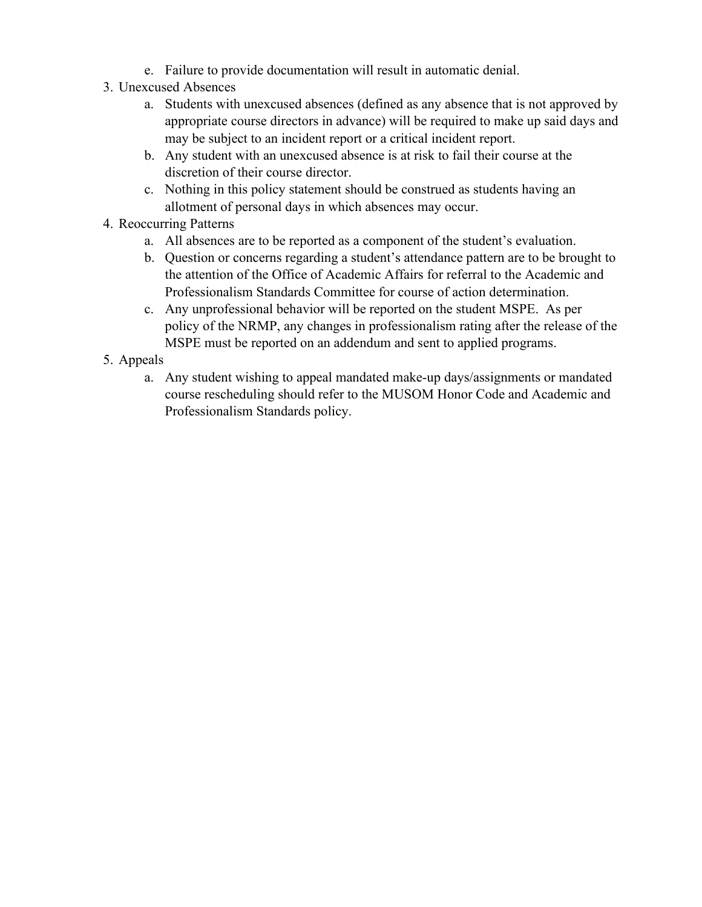e. Failure to provide documentation will result in automatic denial.

3. Unexcused Absences
   a. Students with unexcused absences (defined as any absence that is not approved by appropriate course directors in advance) will be required to make up said days and may be subject to an incident report or a critical incident report.
   b. Any student with an unexcused absence is at risk to fail their course at the discretion of their course director.
   c. Nothing in this policy statement should be construed as students having an allotment of personal days in which absences may occur.
4. Reoccurring Patterns
   a. All absences are to be reported as a component of the student's evaluation.
   b. Question or concerns regarding a student's attendance pattern are to be brought to the attention of the Office of Academic Affairs for referral to the Academic and Professionalism Standards Committee for course of action determination.
   c. Any unprofessional behavior will be reported on the student MSPE. As per policy of the NRMP, any changes in professionalism rating after the release of the MSPE must be reported on an addendum and sent to applied programs.
5. Appeals
   a. Any student wishing to appeal mandated make-up days/assignments or mandated course rescheduling should refer to the MUSOM Honor Code and Academic and Professionalism Standards policy.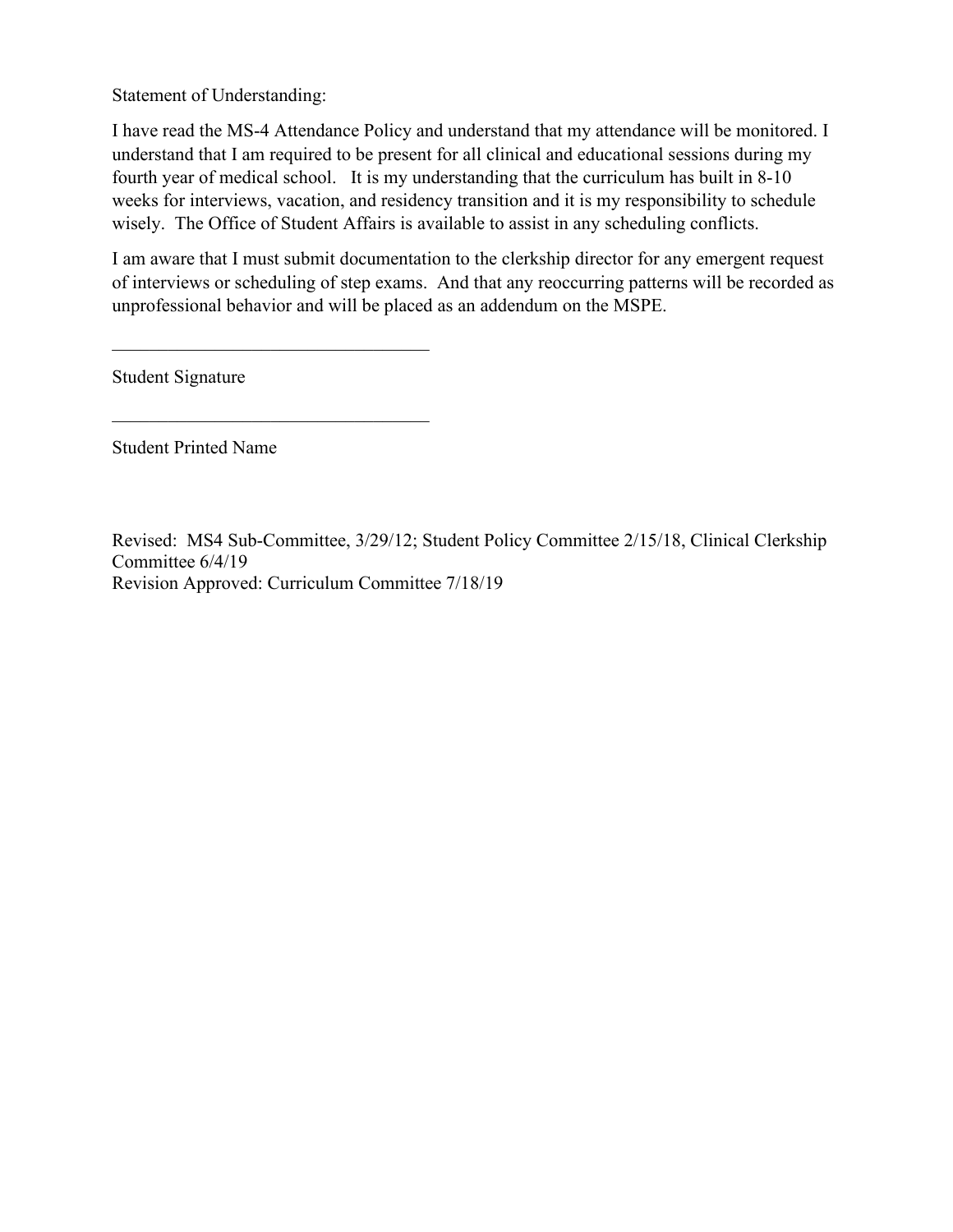Statement of Understanding:

I have read the MS-4 Attendance Policy and understand that my attendance will be monitored. I understand that I am required to be present for all clinical and educational sessions during my fourth year of medical school. It is my understanding that the curriculum has built in 8-10 weeks for interviews, vacation, and residency transition and it is my responsibility to schedule wisely. The Office of Student Affairs is available to assist in any scheduling conflicts.

I am aware that I must submit documentation to the clerkship director for any emergent request of interviews or scheduling of step exams. And that any reoccurring patterns will be recorded as unprofessional behavior and will be placed as an addendum on the MSPE.

___________________________________

Student Signature

___________________________________

Student Printed Name

Revised: MS4 Sub-Committee, 3/29/12; Student Policy Committee 2/15/18, Clinical Clerkship Committee 6/4/19
Revision Approved: Curriculum Committee 7/18/19